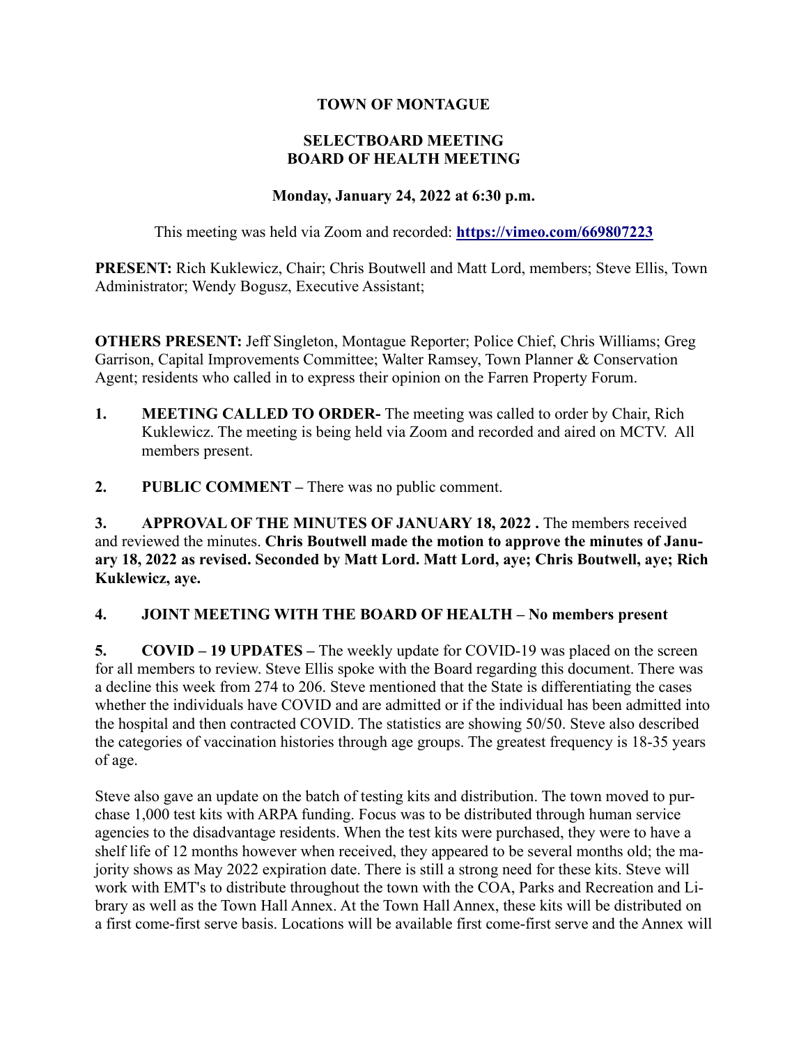**TOWN OF MONTAGUE**

**SELECTBOARD MEETING**
**BOARD OF HEALTH MEETING**

**Monday, January 24, 2022 at 6:30 p.m.**

This meeting was held via Zoom and recorded: **https://vimeo.com/669807223**

**PRESENT:** Rich Kuklewicz, Chair; Chris Boutwell and Matt Lord, members; Steve Ellis, Town Administrator; Wendy Bogusz, Executive Assistant;

**OTHERS PRESENT:** Jeff Singleton, Montague Reporter; Police Chief, Chris Williams; Greg Garrison, Capital Improvements Committee; Walter Ramsey, Town Planner & Conservation Agent; residents who called in to express their opinion on the Farren Property Forum.

1. **MEETING CALLED TO ORDER-** The meeting was called to order by Chair, Rich Kuklewicz. The meeting is being held via Zoom and recorded and aired on MCTV. All members present.

2. **PUBLIC COMMENT –** There was no public comment.

3. **APPROVAL OF THE MINUTES OF JANUARY 18, 2022 .** The members received and reviewed the minutes. **Chris Boutwell made the motion to approve the minutes of January 18, 2022 as revised. Seconded by Matt Lord. Matt Lord, aye; Chris Boutwell, aye; Rich Kuklewicz, aye.**

4. **JOINT MEETING WITH THE BOARD OF HEALTH – No members present**

5. **COVID – 19 UPDATES –** The weekly update for COVID-19 was placed on the screen for all members to review. Steve Ellis spoke with the Board regarding this document. There was a decline this week from 274 to 206. Steve mentioned that the State is differentiating the cases whether the individuals have COVID and are admitted or if the individual has been admitted into the hospital and then contracted COVID. The statistics are showing 50/50. Steve also described the categories of vaccination histories through age groups. The greatest frequency is 18-35 years of age.

Steve also gave an update on the batch of testing kits and distribution. The town moved to purchase 1,000 test kits with ARPA funding. Focus was to be distributed through human service agencies to the disadvantage residents. When the test kits were purchased, they were to have a shelf life of 12 months however when received, they appeared to be several months old; the majority shows as May 2022 expiration date. There is still a strong need for these kits. Steve will work with EMT's to distribute throughout the town with the COA, Parks and Recreation and Library as well as the Town Hall Annex. At the Town Hall Annex, these kits will be distributed on a first come-first serve basis. Locations will be available first come-first serve and the Annex will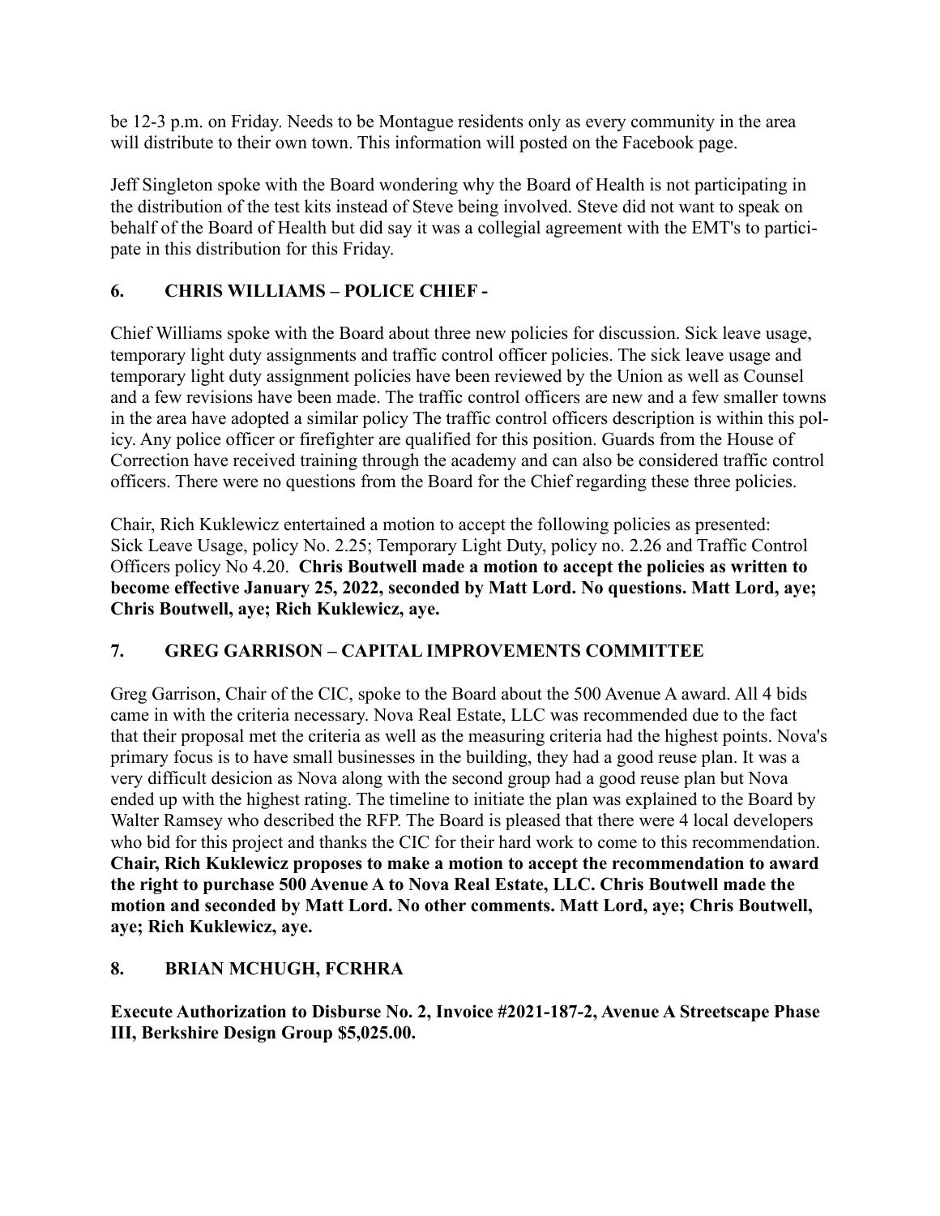be 12-3 p.m. on Friday. Needs to be Montague residents only as every community in the area will distribute to their own town. This information will posted on the Facebook page.

Jeff Singleton spoke with the Board wondering why the Board of Health is not participating in the distribution of the test kits instead of Steve being involved. Steve did not want to speak on behalf of the Board of Health but did say it was a collegial agreement with the EMT's to participate in this distribution for this Friday.

## 6. CHRIS WILLIAMS – POLICE CHIEF -

Chief Williams spoke with the Board about three new policies for discussion. Sick leave usage, temporary light duty assignments and traffic control officer policies. The sick leave usage and temporary light duty assignment policies have been reviewed by the Union as well as Counsel and a few revisions have been made. The traffic control officers are new and a few smaller towns in the area have adopted a similar policy The traffic control officers description is within this policy. Any police officer or firefighter are qualified for this position. Guards from the House of Correction have received training through the academy and can also be considered traffic control officers. There were no questions from the Board for the Chief regarding these three policies.

Chair, Rich Kuklewicz entertained a motion to accept the following policies as presented: Sick Leave Usage, policy No. 2.25; Temporary Light Duty, policy no. 2.26 and Traffic Control Officers policy No 4.20. **Chris Boutwell made a motion to accept the policies as written to become effective January 25, 2022, seconded by Matt Lord. No questions. Matt Lord, aye; Chris Boutwell, aye; Rich Kuklewicz, aye.**

## 7. GREG GARRISON – CAPITAL IMPROVEMENTS COMMITTEE

Greg Garrison, Chair of the CIC, spoke to the Board about the 500 Avenue A award. All 4 bids came in with the criteria necessary. Nova Real Estate, LLC was recommended due to the fact that their proposal met the criteria as well as the measuring criteria had the highest points. Nova's primary focus is to have small businesses in the building, they had a good reuse plan. It was a very difficult desicion as Nova along with the second group had a good reuse plan but Nova ended up with the highest rating. The timeline to initiate the plan was explained to the Board by Walter Ramsey who described the RFP. The Board is pleased that there were 4 local developers who bid for this project and thanks the CIC for their hard work to come to this recommendation. **Chair, Rich Kuklewicz proposes to make a motion to accept the recommendation to award the right to purchase 500 Avenue A to Nova Real Estate, LLC. Chris Boutwell made the motion and seconded by Matt Lord. No other comments. Matt Lord, aye; Chris Boutwell, aye; Rich Kuklewicz, aye.**

## 8. BRIAN MCHUGH, FCRHRA

**Execute Authorization to Disburse No. 2, Invoice #2021-187-2, Avenue A Streetscape Phase III, Berkshire Design Group $5,025.00.**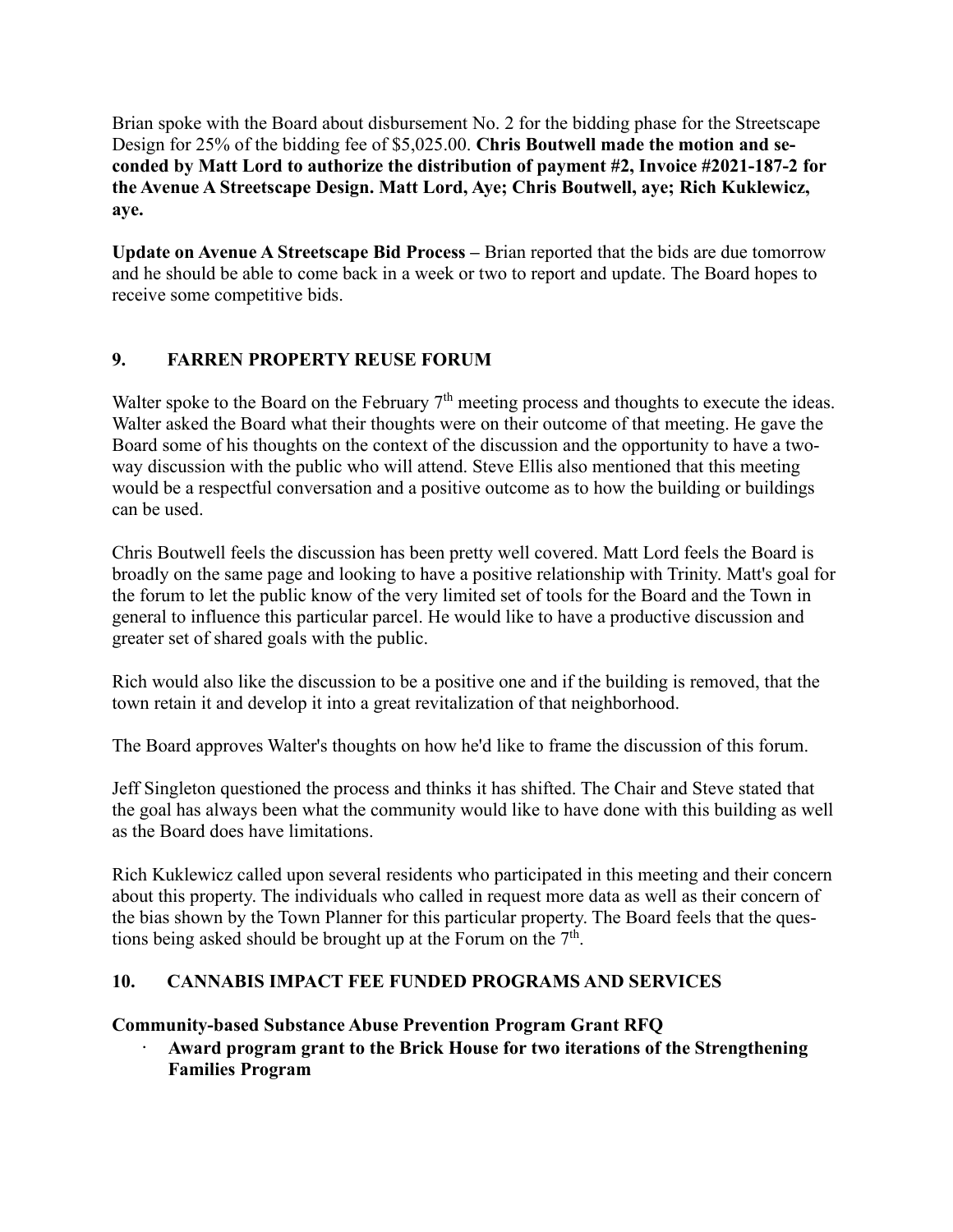Brian spoke with the Board about disbursement No. 2 for the bidding phase for the Streetscape Design for 25% of the bidding fee of $5,025.00. **Chris Boutwell made the motion and seconded by Matt Lord to authorize the distribution of payment #2, Invoice #2021-187-2 for the Avenue A Streetscape Design. Matt Lord, Aye; Chris Boutwell, aye; Rich Kuklewicz, aye.**

**Update on Avenue A Streetscape Bid Process –** Brian reported that the bids are due tomorrow and he should be able to come back in a week or two to report and update. The Board hopes to receive some competitive bids.

## 9. FARREN PROPERTY REUSE FORUM

Walter spoke to the Board on the February 7th meeting process and thoughts to execute the ideas. Walter asked the Board what their thoughts were on their outcome of that meeting. He gave the Board some of his thoughts on the context of the discussion and the opportunity to have a two-way discussion with the public who will attend. Steve Ellis also mentioned that this meeting would be a respectful conversation and a positive outcome as to how the building or buildings can be used.

Chris Boutwell feels the discussion has been pretty well covered. Matt Lord feels the Board is broadly on the same page and looking to have a positive relationship with Trinity. Matt's goal for the forum to let the public know of the very limited set of tools for the Board and the Town in general to influence this particular parcel. He would like to have a productive discussion and greater set of shared goals with the public.

Rich would also like the discussion to be a positive one and if the building is removed, that the town retain it and develop it into a great revitalization of that neighborhood.

The Board approves Walter's thoughts on how he'd like to frame the discussion of this forum.

Jeff Singleton questioned the process and thinks it has shifted. The Chair and Steve stated that the goal has always been what the community would like to have done with this building as well as the Board does have limitations.

Rich Kuklewicz called upon several residents who participated in this meeting and their concern about this property. The individuals who called in request more data as well as their concern of the bias shown by the Town Planner for this particular property. The Board feels that the questions being asked should be brought up at the Forum on the 7th.

## 10. CANNABIS IMPACT FEE FUNDED PROGRAMS AND SERVICES

**Community-based Substance Abuse Prevention Program Grant RFQ**

- **Award program grant to the Brick House for two iterations of the Strengthening Families Program**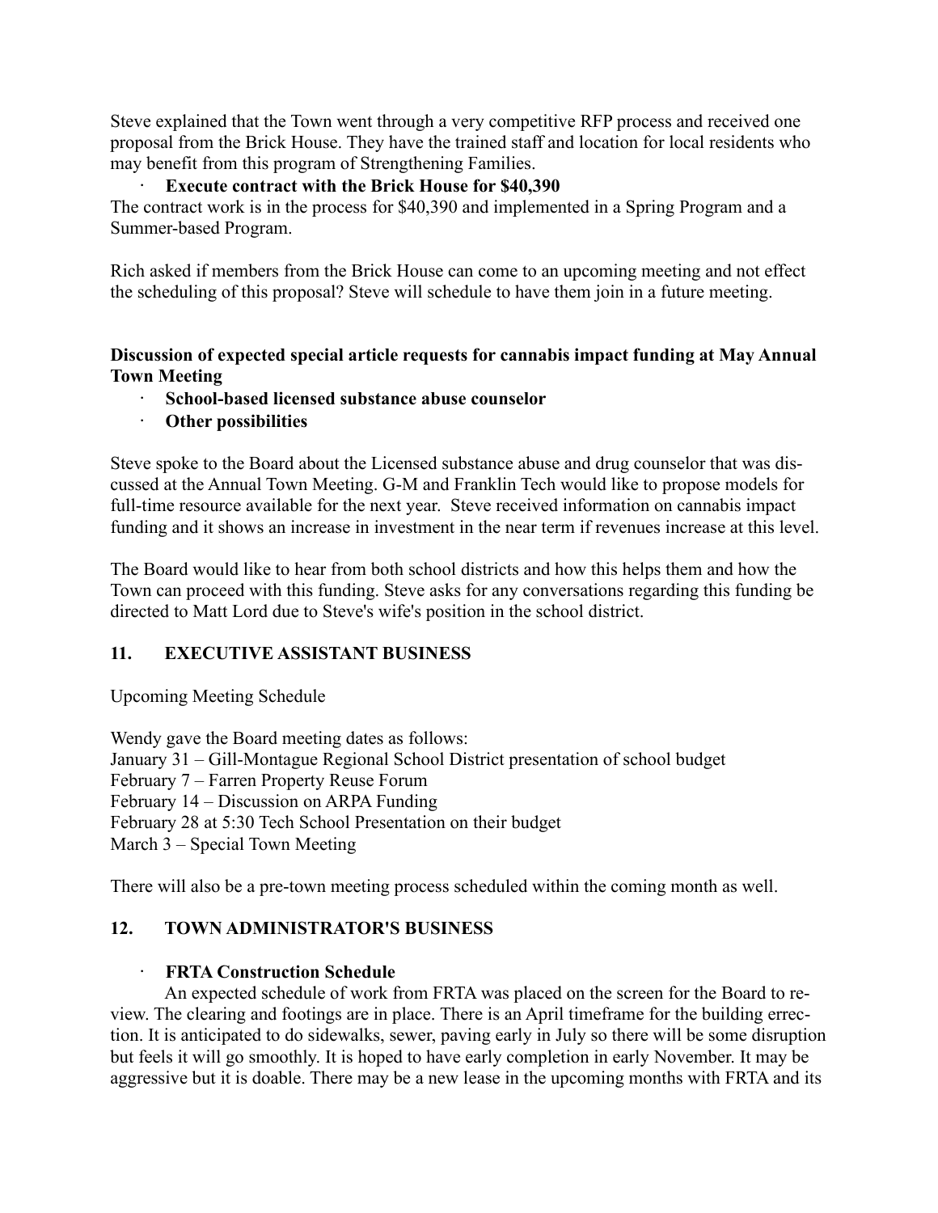Steve explained that the Town went through a very competitive RFP process and received one proposal from the Brick House. They have the trained staff and location for local residents who may benefit from this program of Strengthening Families.

- **Execute contract with the Brick House for $40,390**

The contract work is in the process for $40,390 and implemented in a Spring Program and a Summer-based Program.

Rich asked if members from the Brick House can come to an upcoming meeting and not effect the scheduling of this proposal? Steve will schedule to have them join in a future meeting.

**Discussion of expected special article requests for cannabis impact funding at May Annual Town Meeting**

- **School-based licensed substance abuse counselor**
- **Other possibilities**

Steve spoke to the Board about the Licensed substance abuse and drug counselor that was discussed at the Annual Town Meeting. G-M and Franklin Tech would like to propose models for full-time resource available for the next year. Steve received information on cannabis impact funding and it shows an increase in investment in the near term if revenues increase at this level.

The Board would like to hear from both school districts and how this helps them and how the Town can proceed with this funding. Steve asks for any conversations regarding this funding be directed to Matt Lord due to Steve's wife's position in the school district.

## 11. EXECUTIVE ASSISTANT BUSINESS

Upcoming Meeting Schedule

Wendy gave the Board meeting dates as follows:
January 31 – Gill-Montague Regional School District presentation of school budget
February 7 – Farren Property Reuse Forum
February 14 – Discussion on ARPA Funding
February 28 at 5:30 Tech School Presentation on their budget
March 3 – Special Town Meeting

There will also be a pre-town meeting process scheduled within the coming month as well.

## 12. TOWN ADMINISTRATOR'S BUSINESS

- **FRTA Construction Schedule**

An expected schedule of work from FRTA was placed on the screen for the Board to review. The clearing and footings are in place. There is an April timeframe for the building errection. It is anticipated to do sidewalks, sewer, paving early in July so there will be some disruption but feels it will go smoothly. It is hoped to have early completion in early November. It may be aggressive but it is doable. There may be a new lease in the upcoming months with FRTA and its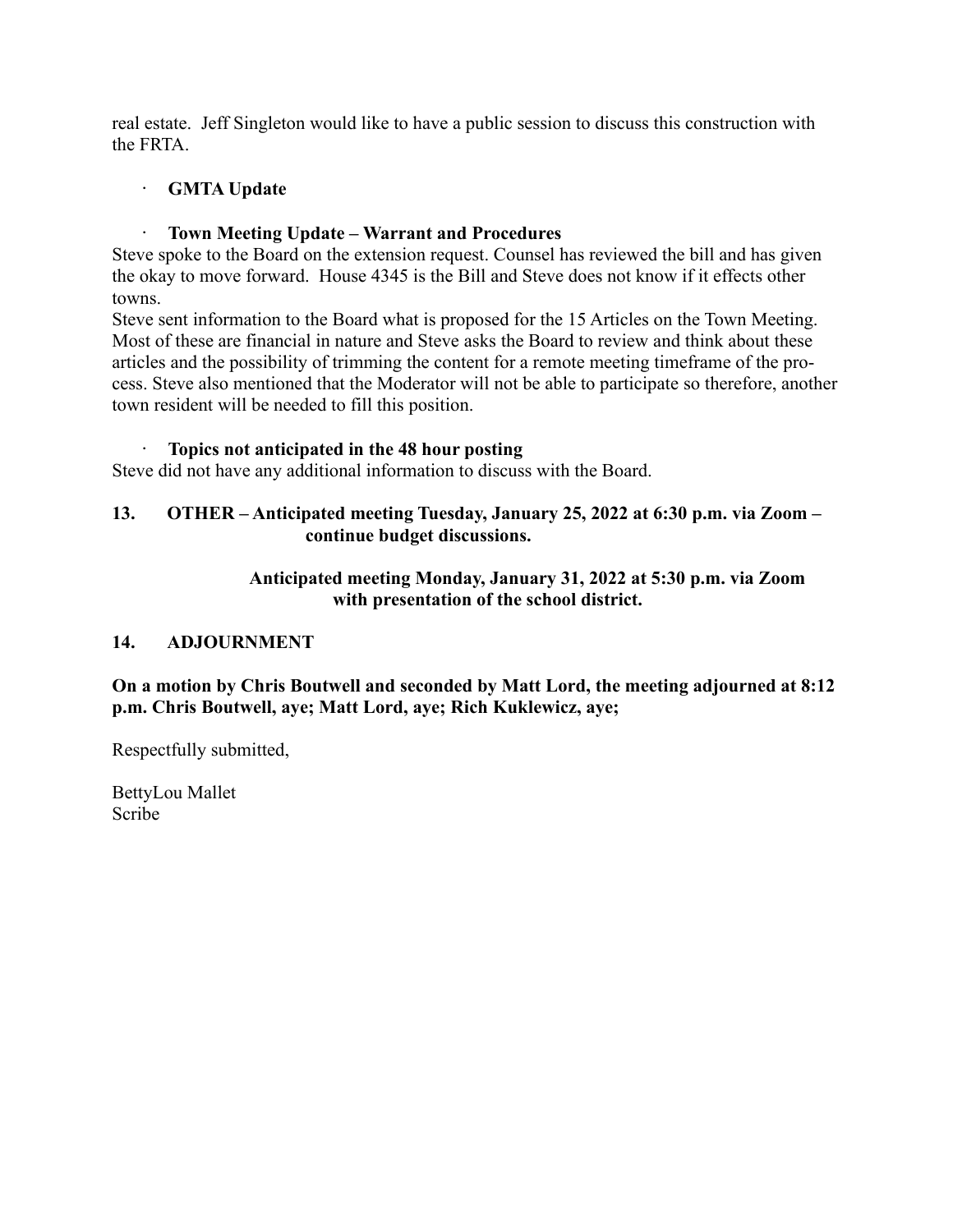real estate. Jeff Singleton would like to have a public session to discuss this construction with the FRTA.

- **GMTA Update**

- **Town Meeting Update – Warrant and Procedures**

Steve spoke to the Board on the extension request. Counsel has reviewed the bill and has given the okay to move forward. House 4345 is the Bill and Steve does not know if it effects other towns.

Steve sent information to the Board what is proposed for the 15 Articles on the Town Meeting. Most of these are financial in nature and Steve asks the Board to review and think about these articles and the possibility of trimming the content for a remote meeting timeframe of the process. Steve also mentioned that the Moderator will not be able to participate so therefore, another town resident will be needed to fill this position.

- **Topics not anticipated in the 48 hour posting**

Steve did not have any additional information to discuss with the Board.

**13. OTHER – Anticipated meeting Tuesday, January 25, 2022 at 6:30 p.m. via Zoom – continue budget discussions.**

**Anticipated meeting Monday, January 31, 2022 at 5:30 p.m. via Zoom with presentation of the school district.**

**14. ADJOURNMENT**

**On a motion by Chris Boutwell and seconded by Matt Lord, the meeting adjourned at 8:12 p.m. Chris Boutwell, aye; Matt Lord, aye; Rich Kuklewicz, aye;**

Respectfully submitted,

BettyLou Mallet
Scribe